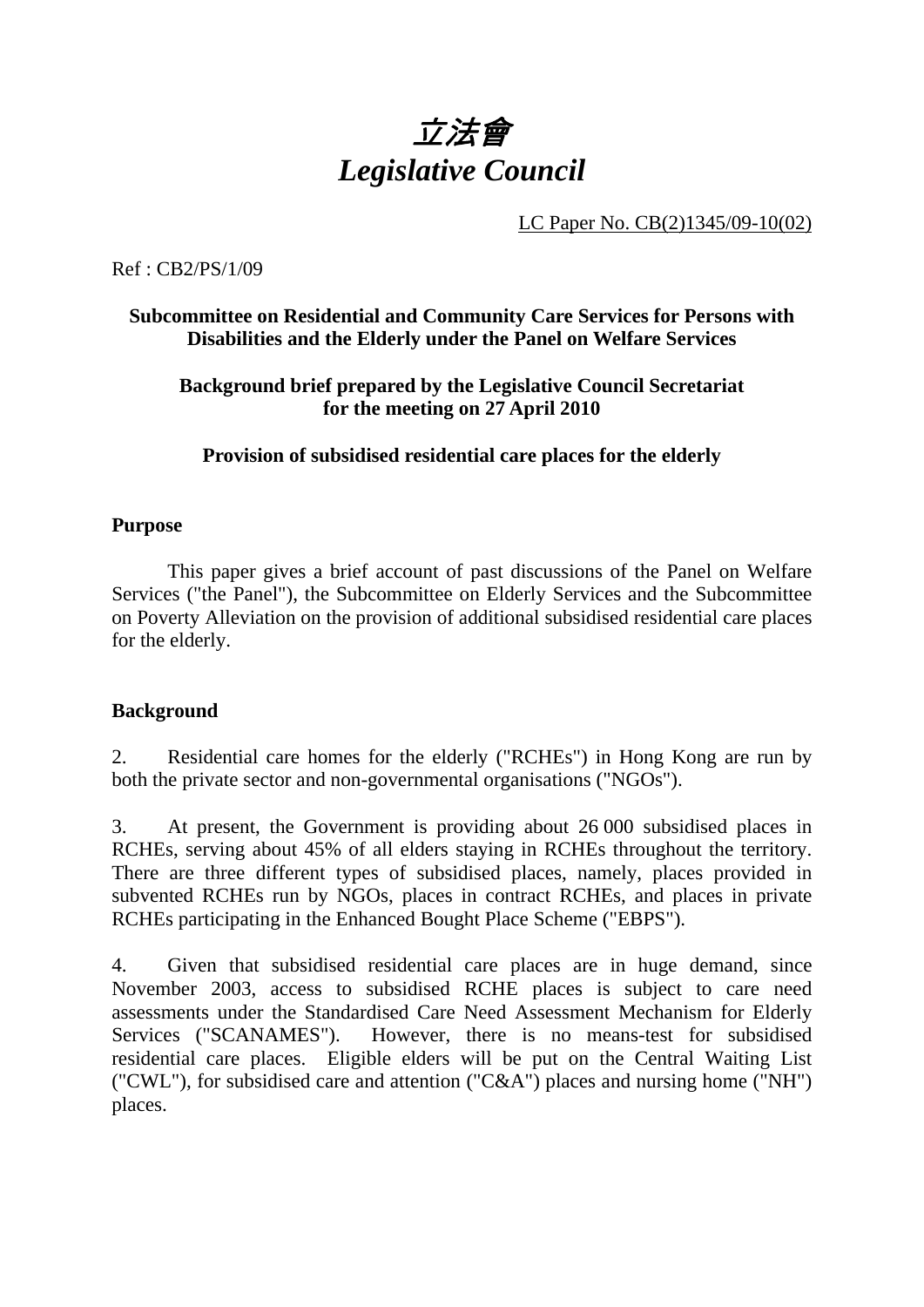# *立法會*
# *Legislative Council*

LC Paper No. CB(2)1345/09-10(02)

Ref : CB2/PS/1/09

**Subcommittee on Residential and Community Care Services for Persons with Disabilities and the Elderly under the Panel on Welfare Services**

**Background brief prepared by the Legislative Council Secretariat for the meeting on 27 April 2010**

**Provision of subsidised residential care places for the elderly**

## Purpose

This paper gives a brief account of past discussions of the Panel on Welfare Services ("the Panel"), the Subcommittee on Elderly Services and the Subcommittee on Poverty Alleviation on the provision of additional subsidised residential care places for the elderly.

## Background

2. Residential care homes for the elderly ("RCHEs") in Hong Kong are run by both the private sector and non-governmental organisations ("NGOs").

3. At present, the Government is providing about 26 000 subsidised places in RCHEs, serving about 45% of all elders staying in RCHEs throughout the territory. There are three different types of subsidised places, namely, places provided in subvented RCHEs run by NGOs, places in contract RCHEs, and places in private RCHEs participating in the Enhanced Bought Place Scheme ("EBPS").

4. Given that subsidised residential care places are in huge demand, since November 2003, access to subsidised RCHE places is subject to care need assessments under the Standardised Care Need Assessment Mechanism for Elderly Services ("SCANAMES"). However, there is no means-test for subsidised residential care places. Eligible elders will be put on the Central Waiting List ("CWL"), for subsidised care and attention ("C&A") places and nursing home ("NH") places.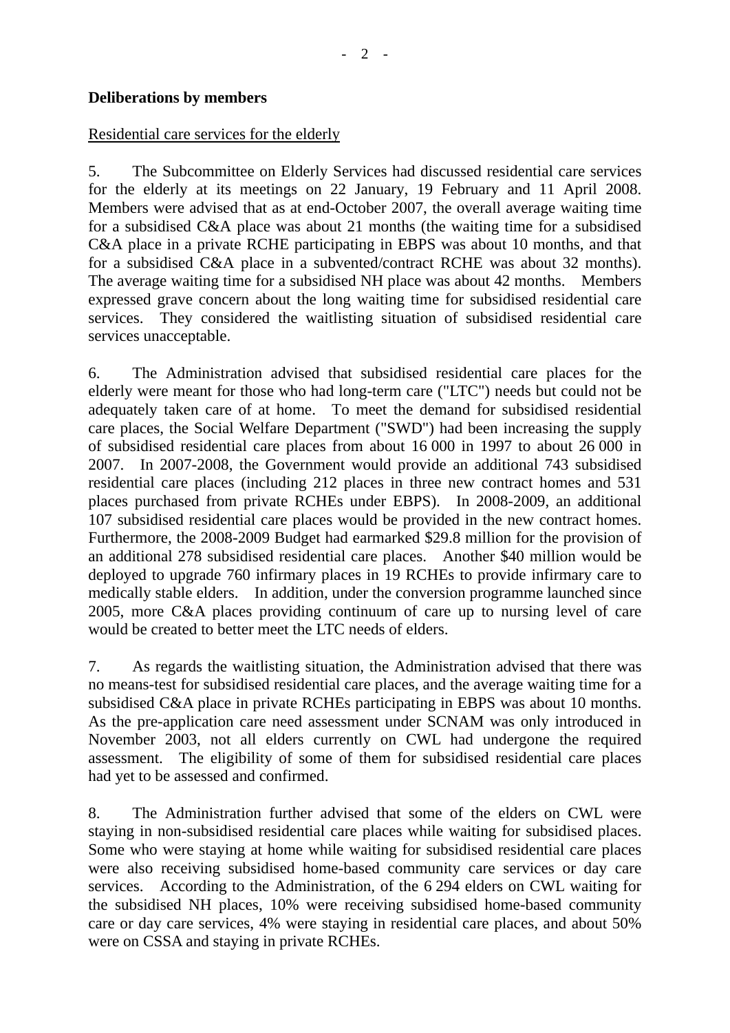**Deliberations by members**

Residential care services for the elderly

5. The Subcommittee on Elderly Services had discussed residential care services for the elderly at its meetings on 22 January, 19 February and 11 April 2008. Members were advised that as at end-October 2007, the overall average waiting time for a subsidised C&A place was about 21 months (the waiting time for a subsidised C&A place in a private RCHE participating in EBPS was about 10 months, and that for a subsidised C&A place in a subvented/contract RCHE was about 32 months). The average waiting time for a subsidised NH place was about 42 months. Members expressed grave concern about the long waiting time for subsidised residential care services. They considered the waitlisting situation of subsidised residential care services unacceptable.

6. The Administration advised that subsidised residential care places for the elderly were meant for those who had long-term care ("LTC") needs but could not be adequately taken care of at home. To meet the demand for subsidised residential care places, the Social Welfare Department ("SWD") had been increasing the supply of subsidised residential care places from about 16 000 in 1997 to about 26 000 in 2007. In 2007-2008, the Government would provide an additional 743 subsidised residential care places (including 212 places in three new contract homes and 531 places purchased from private RCHEs under EBPS). In 2008-2009, an additional 107 subsidised residential care places would be provided in the new contract homes. Furthermore, the 2008-2009 Budget had earmarked $29.8 million for the provision of an additional 278 subsidised residential care places. Another $40 million would be deployed to upgrade 760 infirmary places in 19 RCHEs to provide infirmary care to medically stable elders. In addition, under the conversion programme launched since 2005, more C&A places providing continuum of care up to nursing level of care would be created to better meet the LTC needs of elders.

7. As regards the waitlisting situation, the Administration advised that there was no means-test for subsidised residential care places, and the average waiting time for a subsidised C&A place in private RCHEs participating in EBPS was about 10 months. As the pre-application care need assessment under SCNAM was only introduced in November 2003, not all elders currently on CWL had undergone the required assessment. The eligibility of some of them for subsidised residential care places had yet to be assessed and confirmed.

8. The Administration further advised that some of the elders on CWL were staying in non-subsidised residential care places while waiting for subsidised places. Some who were staying at home while waiting for subsidised residential care places were also receiving subsidised home-based community care services or day care services. According to the Administration, of the 6 294 elders on CWL waiting for the subsidised NH places, 10% were receiving subsidised home-based community care or day care services, 4% were staying in residential care places, and about 50% were on CSSA and staying in private RCHEs.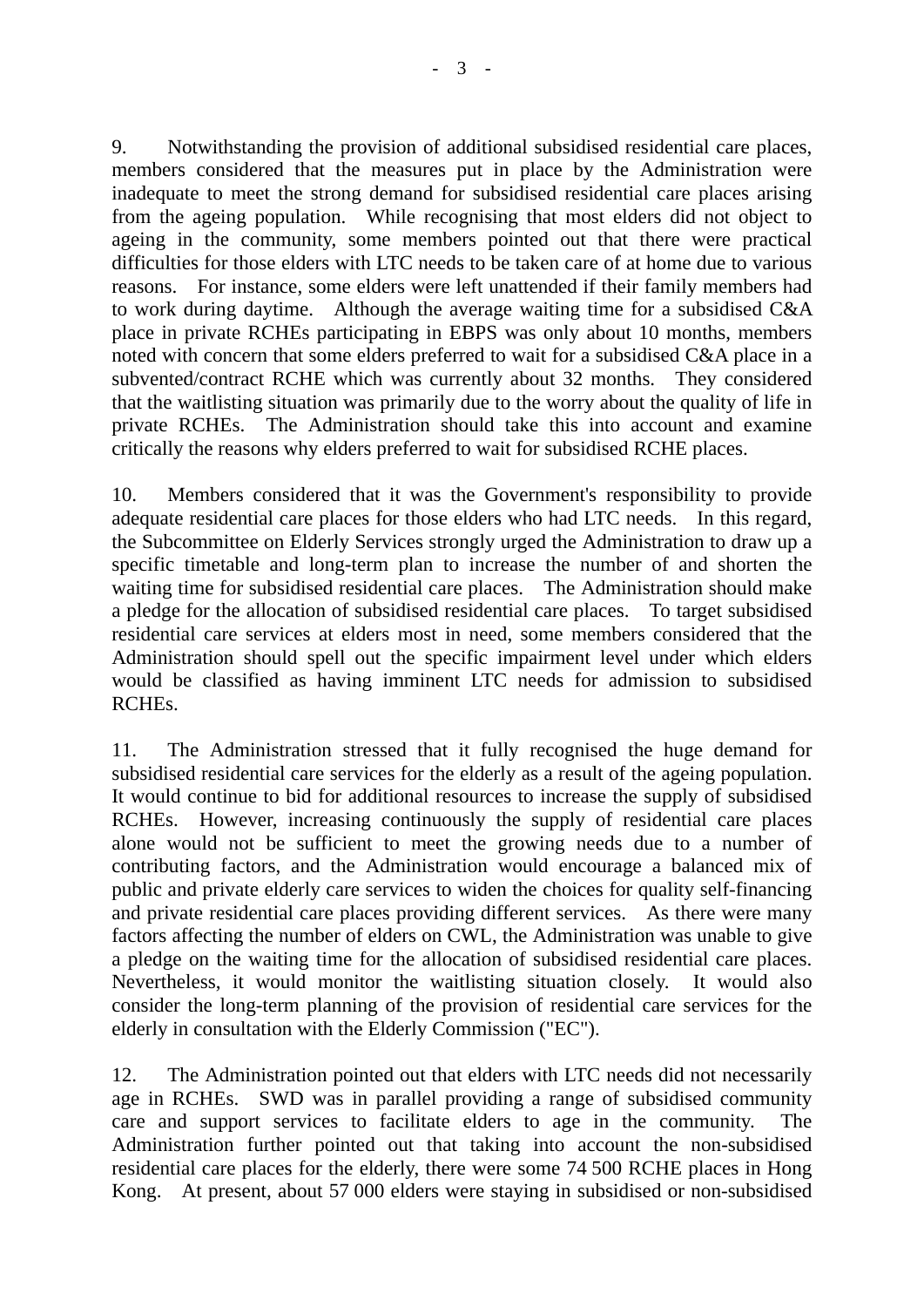9. Notwithstanding the provision of additional subsidised residential care places, members considered that the measures put in place by the Administration were inadequate to meet the strong demand for subsidised residential care places arising from the ageing population. While recognising that most elders did not object to ageing in the community, some members pointed out that there were practical difficulties for those elders with LTC needs to be taken care of at home due to various reasons. For instance, some elders were left unattended if their family members had to work during daytime. Although the average waiting time for a subsidised C&A place in private RCHEs participating in EBPS was only about 10 months, members noted with concern that some elders preferred to wait for a subsidised C&A place in a subvented/contract RCHE which was currently about 32 months. They considered that the waitlisting situation was primarily due to the worry about the quality of life in private RCHEs. The Administration should take this into account and examine critically the reasons why elders preferred to wait for subsidised RCHE places.

10. Members considered that it was the Government's responsibility to provide adequate residential care places for those elders who had LTC needs. In this regard, the Subcommittee on Elderly Services strongly urged the Administration to draw up a specific timetable and long-term plan to increase the number of and shorten the waiting time for subsidised residential care places. The Administration should make a pledge for the allocation of subsidised residential care places. To target subsidised residential care services at elders most in need, some members considered that the Administration should spell out the specific impairment level under which elders would be classified as having imminent LTC needs for admission to subsidised RCHEs.

11. The Administration stressed that it fully recognised the huge demand for subsidised residential care services for the elderly as a result of the ageing population. It would continue to bid for additional resources to increase the supply of subsidised RCHEs. However, increasing continuously the supply of residential care places alone would not be sufficient to meet the growing needs due to a number of contributing factors, and the Administration would encourage a balanced mix of public and private elderly care services to widen the choices for quality self-financing and private residential care places providing different services. As there were many factors affecting the number of elders on CWL, the Administration was unable to give a pledge on the waiting time for the allocation of subsidised residential care places. Nevertheless, it would monitor the waitlisting situation closely. It would also consider the long-term planning of the provision of residential care services for the elderly in consultation with the Elderly Commission ("EC").

12. The Administration pointed out that elders with LTC needs did not necessarily age in RCHEs. SWD was in parallel providing a range of subsidised community care and support services to facilitate elders to age in the community. The Administration further pointed out that taking into account the non-subsidised residential care places for the elderly, there were some 74 500 RCHE places in Hong Kong. At present, about 57 000 elders were staying in subsidised or non-subsidised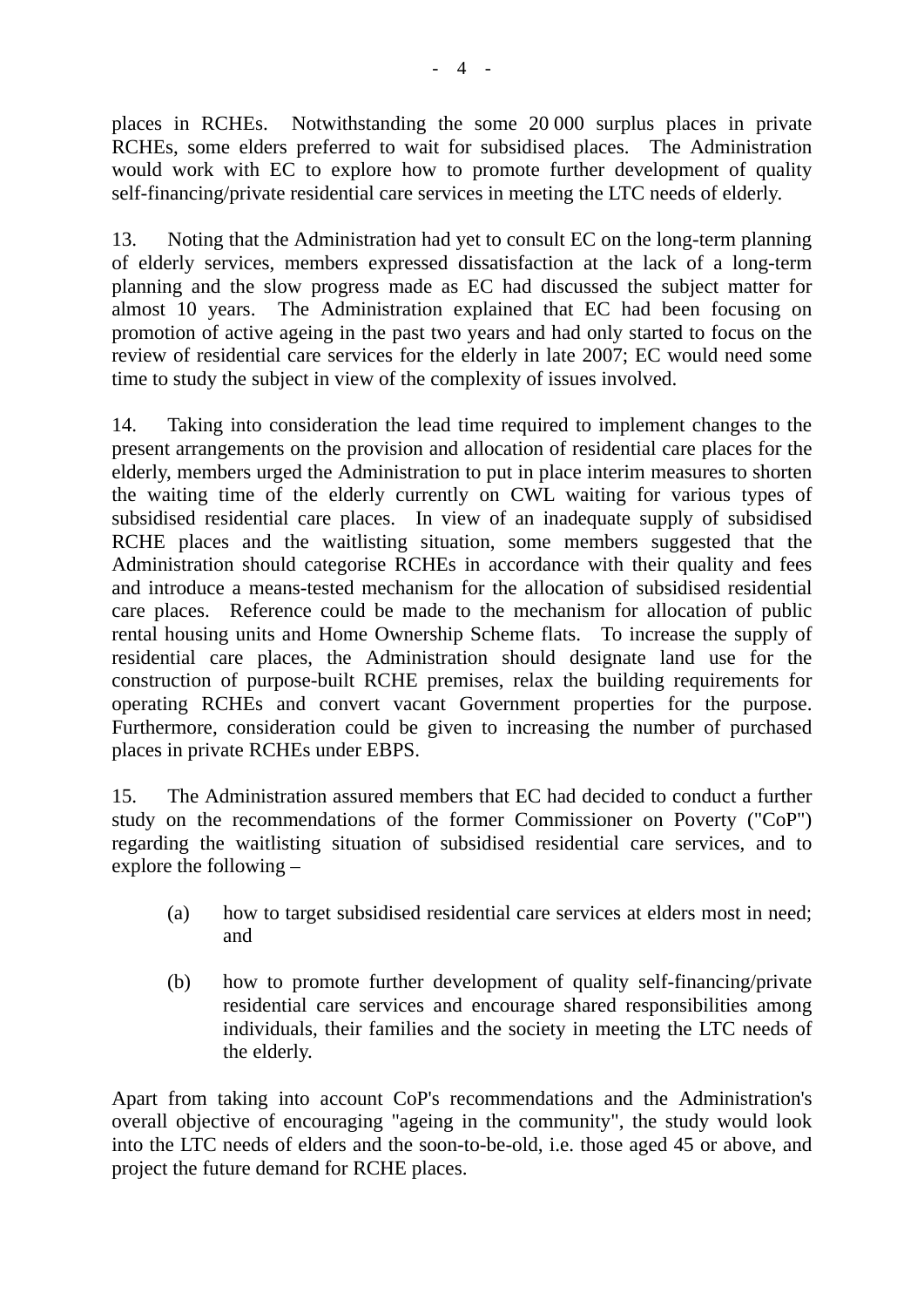places in RCHEs. Notwithstanding the some 20 000 surplus places in private RCHEs, some elders preferred to wait for subsidised places. The Administration would work with EC to explore how to promote further development of quality self-financing/private residential care services in meeting the LTC needs of elderly.

13. Noting that the Administration had yet to consult EC on the long-term planning of elderly services, members expressed dissatisfaction at the lack of a long-term planning and the slow progress made as EC had discussed the subject matter for almost 10 years. The Administration explained that EC had been focusing on promotion of active ageing in the past two years and had only started to focus on the review of residential care services for the elderly in late 2007; EC would need some time to study the subject in view of the complexity of issues involved.

14. Taking into consideration the lead time required to implement changes to the present arrangements on the provision and allocation of residential care places for the elderly, members urged the Administration to put in place interim measures to shorten the waiting time of the elderly currently on CWL waiting for various types of subsidised residential care places. In view of an inadequate supply of subsidised RCHE places and the waitlisting situation, some members suggested that the Administration should categorise RCHEs in accordance with their quality and fees and introduce a means-tested mechanism for the allocation of subsidised residential care places. Reference could be made to the mechanism for allocation of public rental housing units and Home Ownership Scheme flats. To increase the supply of residential care places, the Administration should designate land use for the construction of purpose-built RCHE premises, relax the building requirements for operating RCHEs and convert vacant Government properties for the purpose. Furthermore, consideration could be given to increasing the number of purchased places in private RCHEs under EBPS.

15. The Administration assured members that EC had decided to conduct a further study on the recommendations of the former Commissioner on Poverty ("CoP") regarding the waitlisting situation of subsidised residential care services, and to explore the following –

(a) how to target subsidised residential care services at elders most in need; and

(b) how to promote further development of quality self-financing/private residential care services and encourage shared responsibilities among individuals, their families and the society in meeting the LTC needs of the elderly.

Apart from taking into account CoP's recommendations and the Administration's overall objective of encouraging "ageing in the community", the study would look into the LTC needs of elders and the soon-to-be-old, i.e. those aged 45 or above, and project the future demand for RCHE places.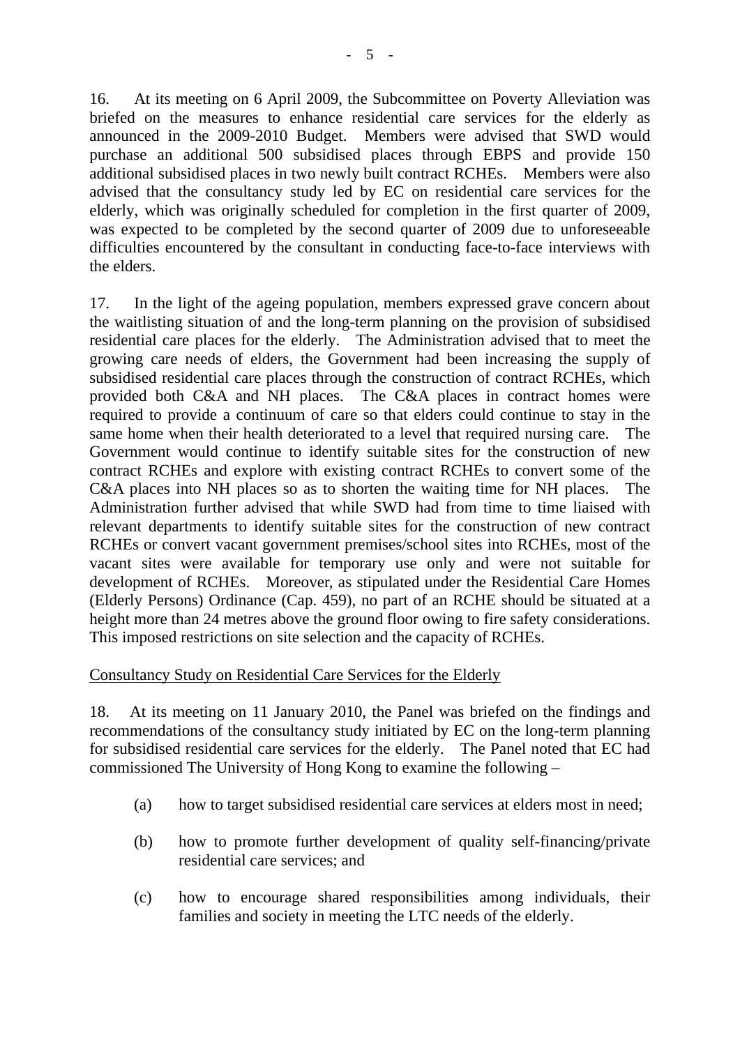16. At its meeting on 6 April 2009, the Subcommittee on Poverty Alleviation was briefed on the measures to enhance residential care services for the elderly as announced in the 2009-2010 Budget. Members were advised that SWD would purchase an additional 500 subsidised places through EBPS and provide 150 additional subsidised places in two newly built contract RCHEs. Members were also advised that the consultancy study led by EC on residential care services for the elderly, which was originally scheduled for completion in the first quarter of 2009, was expected to be completed by the second quarter of 2009 due to unforeseeable difficulties encountered by the consultant in conducting face-to-face interviews with the elders.

17. In the light of the ageing population, members expressed grave concern about the waitlisting situation of and the long-term planning on the provision of subsidised residential care places for the elderly. The Administration advised that to meet the growing care needs of elders, the Government had been increasing the supply of subsidised residential care places through the construction of contract RCHEs, which provided both C&A and NH places. The C&A places in contract homes were required to provide a continuum of care so that elders could continue to stay in the same home when their health deteriorated to a level that required nursing care. The Government would continue to identify suitable sites for the construction of new contract RCHEs and explore with existing contract RCHEs to convert some of the C&A places into NH places so as to shorten the waiting time for NH places. The Administration further advised that while SWD had from time to time liaised with relevant departments to identify suitable sites for the construction of new contract RCHEs or convert vacant government premises/school sites into RCHEs, most of the vacant sites were available for temporary use only and were not suitable for development of RCHEs. Moreover, as stipulated under the Residential Care Homes (Elderly Persons) Ordinance (Cap. 459), no part of an RCHE should be situated at a height more than 24 metres above the ground floor owing to fire safety considerations. This imposed restrictions on site selection and the capacity of RCHEs.

Consultancy Study on Residential Care Services for the Elderly

18. At its meeting on 11 January 2010, the Panel was briefed on the findings and recommendations of the consultancy study initiated by EC on the long-term planning for subsidised residential care services for the elderly. The Panel noted that EC had commissioned The University of Hong Kong to examine the following –

(a) how to target subsidised residential care services at elders most in need;

(b) how to promote further development of quality self-financing/private residential care services; and

(c) how to encourage shared responsibilities among individuals, their families and society in meeting the LTC needs of the elderly.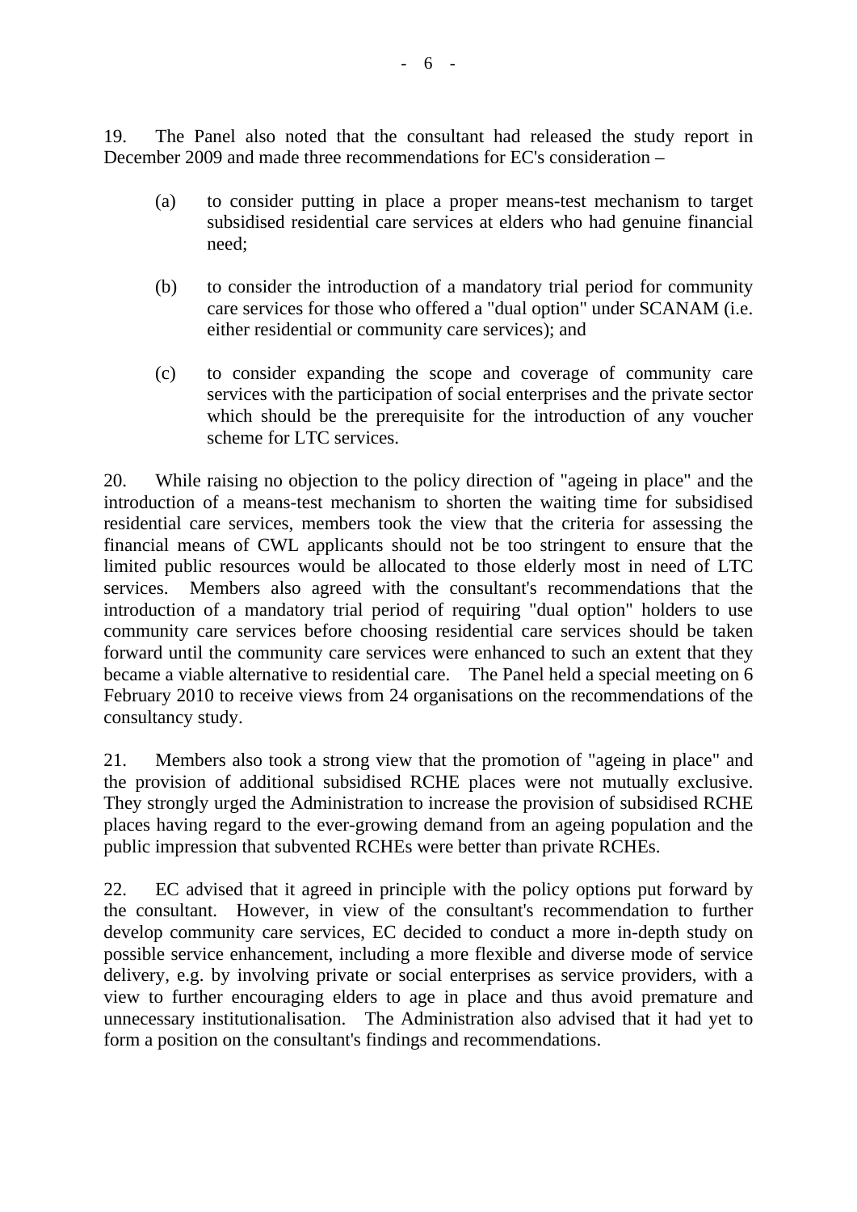19. The Panel also noted that the consultant had released the study report in December 2009 and made three recommendations for EC's consideration –

(a) to consider putting in place a proper means-test mechanism to target subsidised residential care services at elders who had genuine financial need;

(b) to consider the introduction of a mandatory trial period for community care services for those who offered a "dual option" under SCANAM (i.e. either residential or community care services); and

(c) to consider expanding the scope and coverage of community care services with the participation of social enterprises and the private sector which should be the prerequisite for the introduction of any voucher scheme for LTC services.

20. While raising no objection to the policy direction of "ageing in place" and the introduction of a means-test mechanism to shorten the waiting time for subsidised residential care services, members took the view that the criteria for assessing the financial means of CWL applicants should not be too stringent to ensure that the limited public resources would be allocated to those elderly most in need of LTC services. Members also agreed with the consultant's recommendations that the introduction of a mandatory trial period of requiring "dual option" holders to use community care services before choosing residential care services should be taken forward until the community care services were enhanced to such an extent that they became a viable alternative to residential care. The Panel held a special meeting on 6 February 2010 to receive views from 24 organisations on the recommendations of the consultancy study.

21. Members also took a strong view that the promotion of "ageing in place" and the provision of additional subsidised RCHE places were not mutually exclusive. They strongly urged the Administration to increase the provision of subsidised RCHE places having regard to the ever-growing demand from an ageing population and the public impression that subvented RCHEs were better than private RCHEs.

22. EC advised that it agreed in principle with the policy options put forward by the consultant. However, in view of the consultant's recommendation to further develop community care services, EC decided to conduct a more in-depth study on possible service enhancement, including a more flexible and diverse mode of service delivery, e.g. by involving private or social enterprises as service providers, with a view to further encouraging elders to age in place and thus avoid premature and unnecessary institutionalisation. The Administration also advised that it had yet to form a position on the consultant's findings and recommendations.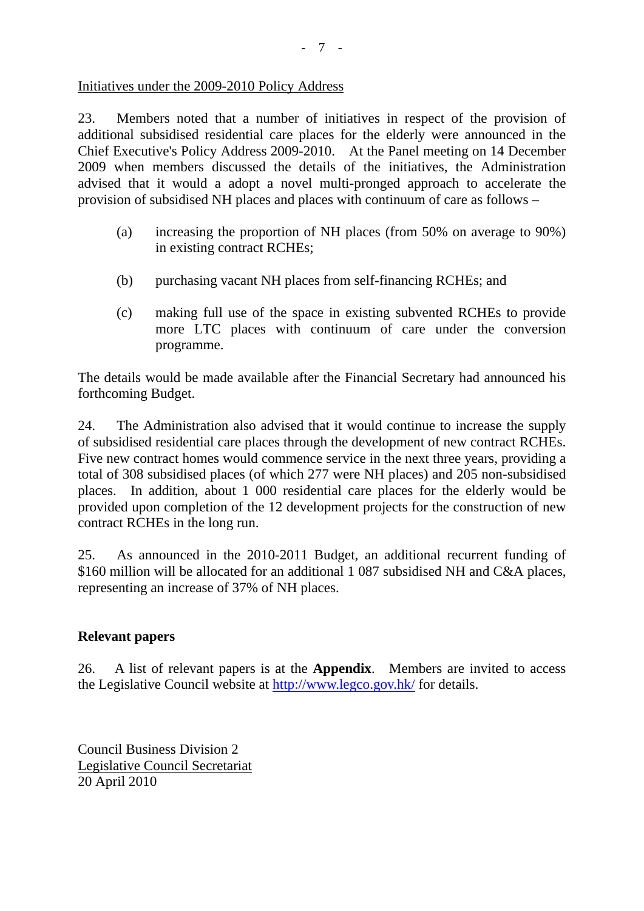Initiatives under the 2009-2010 Policy Address

23. Members noted that a number of initiatives in respect of the provision of additional subsidised residential care places for the elderly were announced in the Chief Executive's Policy Address 2009-2010. At the Panel meeting on 14 December 2009 when members discussed the details of the initiatives, the Administration advised that it would a adopt a novel multi-pronged approach to accelerate the provision of subsidised NH places and places with continuum of care as follows –

(a) increasing the proportion of NH places (from 50% on average to 90%) in existing contract RCHEs;

(b) purchasing vacant NH places from self-financing RCHEs; and

(c) making full use of the space in existing subvented RCHEs to provide more LTC places with continuum of care under the conversion programme.

The details would be made available after the Financial Secretary had announced his forthcoming Budget.

24. The Administration also advised that it would continue to increase the supply of subsidised residential care places through the development of new contract RCHEs. Five new contract homes would commence service in the next three years, providing a total of 308 subsidised places (of which 277 were NH places) and 205 non-subsidised places. In addition, about 1 000 residential care places for the elderly would be provided upon completion of the 12 development projects for the construction of new contract RCHEs in the long run.

25. As announced in the 2010-2011 Budget, an additional recurrent funding of $160 million will be allocated for an additional 1 087 subsidised NH and C&A places, representing an increase of 37% of NH places.

**Relevant papers**

26. A list of relevant papers is at the **Appendix**. Members are invited to access the Legislative Council website at http://www.legco.gov.hk/ for details.

Council Business Division 2
Legislative Council Secretariat
20 April 2010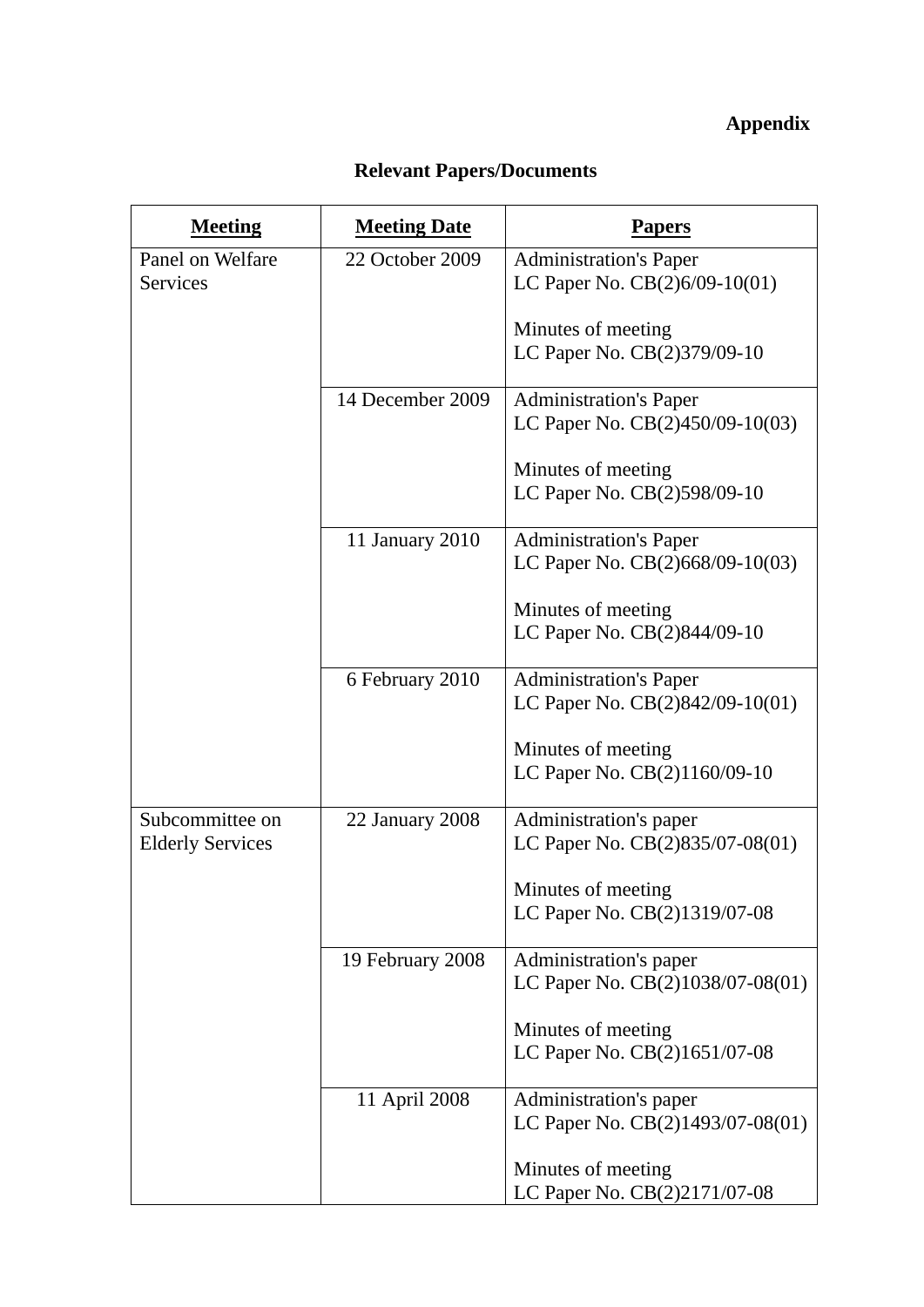**Appendix**

**Relevant Papers/Documents**

| **Meeting** | **Meeting Date** | **Papers** |
| --- | --- | --- |
| Panel on Welfare Services | 22 October 2009 | Administration's Paper<br>LC Paper No. CB(2)6/09-10(01)<br><br>Minutes of meeting<br>LC Paper No. CB(2)379/09-10 |
| | 14 December 2009 | Administration's Paper<br>LC Paper No. CB(2)450/09-10(03)<br><br>Minutes of meeting<br>LC Paper No. CB(2)598/09-10 |
| | 11 January 2010 | Administration's Paper<br>LC Paper No. CB(2)668/09-10(03)<br><br>Minutes of meeting<br>LC Paper No. CB(2)844/09-10 |
| | 6 February 2010 | Administration's Paper<br>LC Paper No. CB(2)842/09-10(01)<br><br>Minutes of meeting<br>LC Paper No. CB(2)1160/09-10 |
| Subcommittee on Elderly Services | 22 January 2008 | Administration's paper<br>LC Paper No. CB(2)835/07-08(01)<br><br>Minutes of meeting<br>LC Paper No. CB(2)1319/07-08 |
| | 19 February 2008 | Administration's paper<br>LC Paper No. CB(2)1038/07-08(01)<br><br>Minutes of meeting<br>LC Paper No. CB(2)1651/07-08 |
| | 11 April 2008 | Administration's paper<br>LC Paper No. CB(2)1493/07-08(01)<br><br>Minutes of meeting<br>LC Paper No. CB(2)2171/07-08 |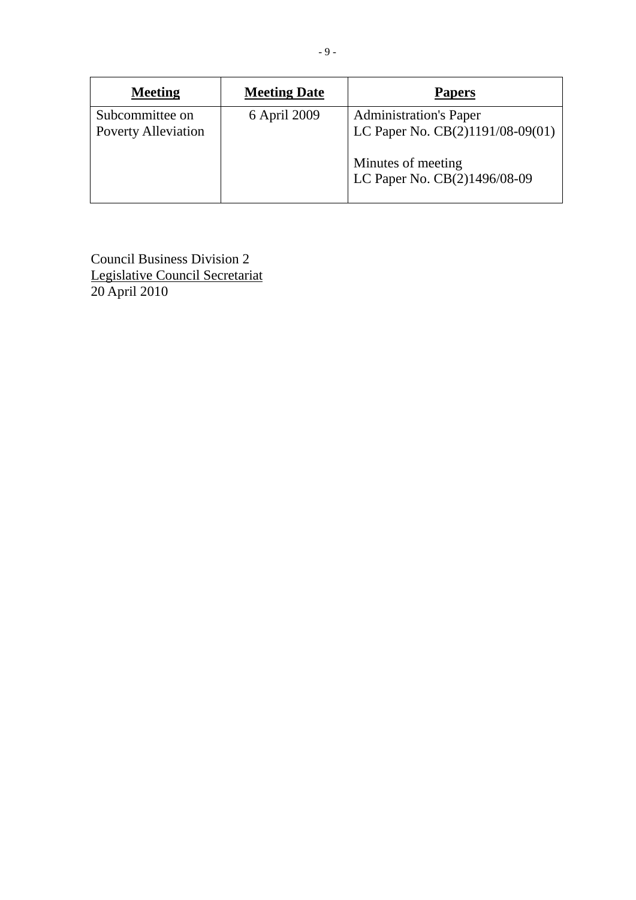| **Meeting** | **Meeting Date** | **Papers** |
|---|---|---|
| Subcommittee on Poverty Alleviation | 6 April 2009 | Administration's Paper<br>LC Paper No. CB(2)1191/08-09(01)<br><br>Minutes of meeting<br>LC Paper No. CB(2)1496/08-09 |

Council Business Division 2
Legislative Council Secretariat
20 April 2010